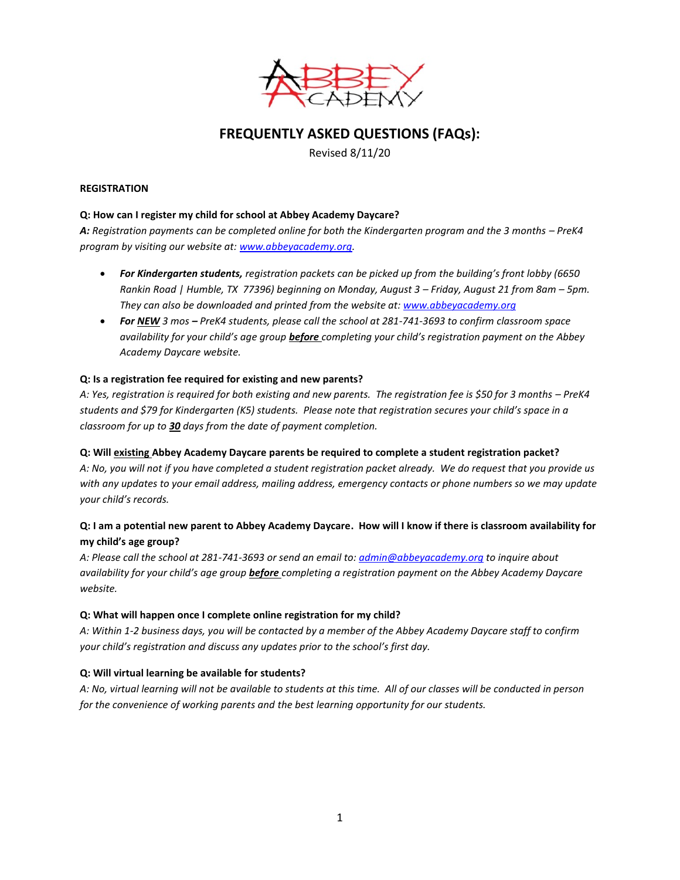# FREQUENTLY ASKED QUESTIONS (FAQs):

Revised 8/11/20

**REGISTRATION**

**Q: How can I register my child for school at Abbey Academy Daycare?**

***A:*** *Registration payments can be completed online for both the Kindergarten program and the 3 months – PreK4 program by visiting our website at: [www.abbeyacademy.org](http://www.abbeyacademy.org).*

- ***For Kindergarten students,*** *registration packets can be picked up from the building's front lobby (6650 Rankin Road | Humble, TX 77396) beginning on Monday, August 3 – Friday, August 21 from 8am – 5pm. They can also be downloaded and printed from the website at: [www.abbeyacademy.org](http://www.abbeyacademy.org)*
- ***For NEW*** *3 mos* ***–*** *PreK4 students, please call the school at 281-741-3693 to confirm classroom space availability for your child's age group* ***before*** *completing your child's registration payment on the Abbey Academy Daycare website.*

**Q: Is a registration fee required for existing and new parents?**

*A: Yes, registration is required for both existing and new parents. The registration fee is $50 for 3 months – PreK4 students and $79 for Kindergarten (K5) students. Please note that registration secures your child's space in a classroom for up to* ***30*** *days from the date of payment completion.*

**Q: Will existing Abbey Academy Daycare parents be required to complete a student registration packet?**

*A: No, you will not if you have completed a student registration packet already. We do request that you provide us with any updates to your email address, mailing address, emergency contacts or phone numbers so we may update your child's records.*

**Q: I am a potential new parent to Abbey Academy Daycare. How will I know if there is classroom availability for my child's age group?**

*A: Please call the school at 281-741-3693 or send an email to: [admin@abbeyacademy.org](mailto:admin@abbeyacademy.org) to inquire about availability for your child's age group* ***before*** *completing a registration payment on the Abbey Academy Daycare website.*

**Q: What will happen once I complete online registration for my child?**

*A: Within 1-2 business days, you will be contacted by a member of the Abbey Academy Daycare staff to confirm your child's registration and discuss any updates prior to the school's first day.*

**Q: Will virtual learning be available for students?**

*A: No, virtual learning will not be available to students at this time. All of our classes will be conducted in person for the convenience of working parents and the best learning opportunity for our students.*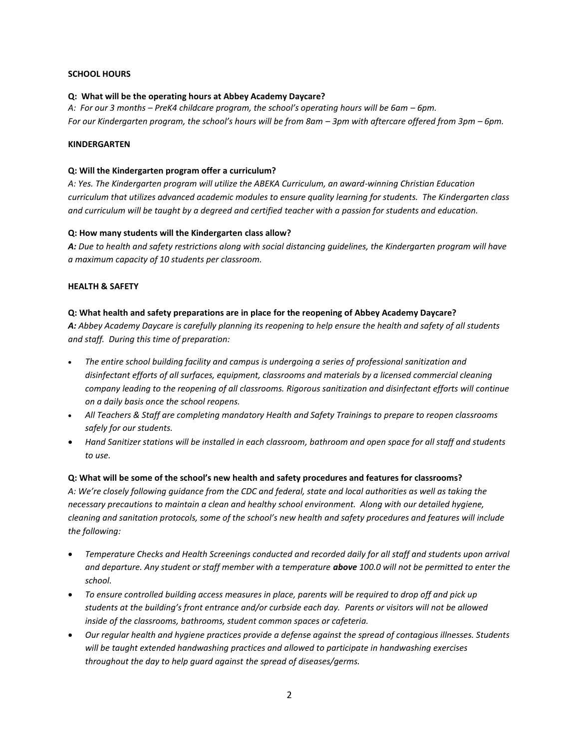**SCHOOL HOURS**

**Q: What will be the operating hours at Abbey Academy Daycare?**

*A: For our 3 months – PreK4 childcare program, the school's operating hours will be 6am – 6pm.*
*For our Kindergarten program, the school's hours will be from 8am – 3pm with aftercare offered from 3pm – 6pm.*

**KINDERGARTEN**

**Q: Will the Kindergarten program offer a curriculum?**

*A: Yes. The Kindergarten program will utilize the ABEKA Curriculum, an award-winning Christian Education curriculum that utilizes advanced academic modules to ensure quality learning for students. The Kindergarten class and curriculum will be taught by a degreed and certified teacher with a passion for students and education.*

**Q: How many students will the Kindergarten class allow?**

***A:*** *Due to health and safety restrictions along with social distancing guidelines, the Kindergarten program will have a maximum capacity of 10 students per classroom.*

**HEALTH & SAFETY**

**Q: What health and safety preparations are in place for the reopening of Abbey Academy Daycare?**

***A:*** *Abbey Academy Daycare is carefully planning its reopening to help ensure the health and safety of all students and staff. During this time of preparation:*

- *The entire school building facility and campus is undergoing a series of professional sanitization and disinfectant efforts of all surfaces, equipment, classrooms and materials by a licensed commercial cleaning company leading to the reopening of all classrooms. Rigorous sanitization and disinfectant efforts will continue on a daily basis once the school reopens.*
- *All Teachers & Staff are completing mandatory Health and Safety Trainings to prepare to reopen classrooms safely for our students.*
- *Hand Sanitizer stations will be installed in each classroom, bathroom and open space for all staff and students to use.*

**Q: What will be some of the school's new health and safety procedures and features for classrooms?**

*A: We're closely following guidance from the CDC and federal, state and local authorities as well as taking the necessary precautions to maintain a clean and healthy school environment. Along with our detailed hygiene, cleaning and sanitation protocols, some of the school's new health and safety procedures and features will include the following:*

- *Temperature Checks and Health Screenings conducted and recorded daily for all staff and students upon arrival and departure. Any student or staff member with a temperature* ***above*** *100.0 will not be permitted to enter the school.*
- *To ensure controlled building access measures in place, parents will be required to drop off and pick up students at the building's front entrance and/or curbside each day. Parents or visitors will not be allowed inside of the classrooms, bathrooms, student common spaces or cafeteria.*
- *Our regular health and hygiene practices provide a defense against the spread of contagious illnesses. Students will be taught extended handwashing practices and allowed to participate in handwashing exercises throughout the day to help guard against the spread of diseases/germs.*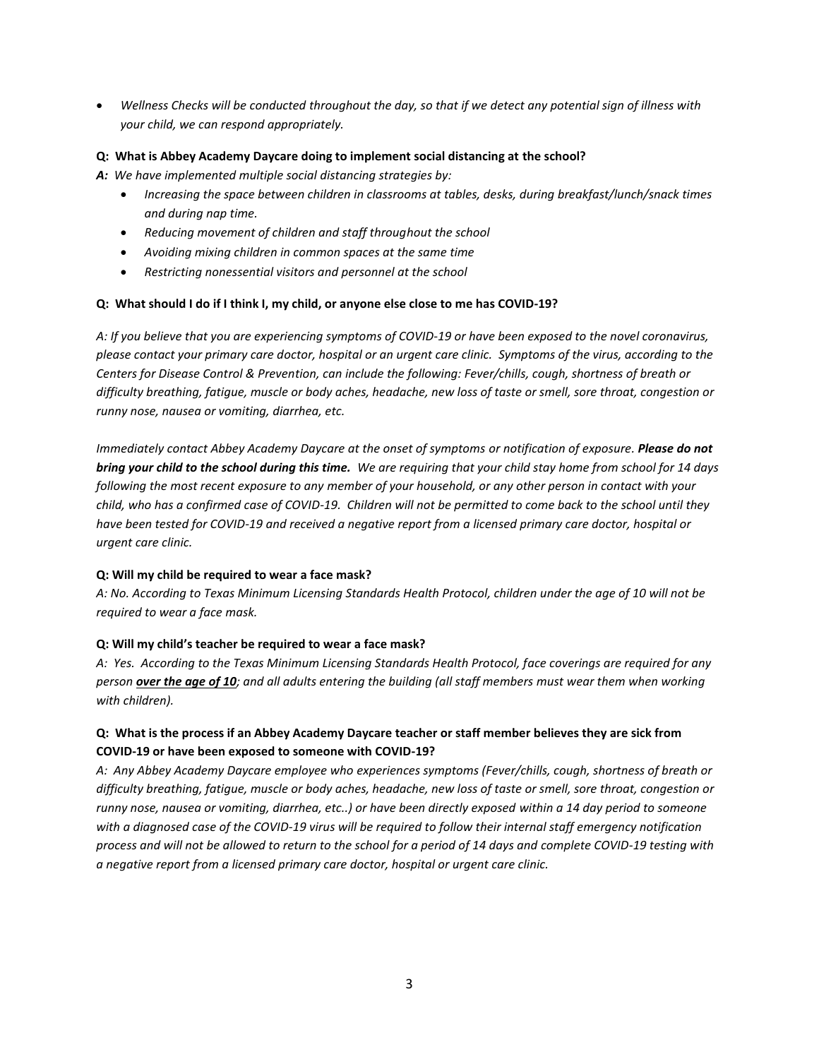- *Wellness Checks will be conducted throughout the day, so that if we detect any potential sign of illness with your child, we can respond appropriately.*

**Q: What is Abbey Academy Daycare doing to implement social distancing at the school?**

***A:*** *We have implemented multiple social distancing strategies by:*

- *Increasing the space between children in classrooms at tables, desks, during breakfast/lunch/snack times and during nap time.*
- *Reducing movement of children and staff throughout the school*
- *Avoiding mixing children in common spaces at the same time*
- *Restricting nonessential visitors and personnel at the school*

**Q: What should I do if I think I, my child, or anyone else close to me has COVID-19?**

*A: If you believe that you are experiencing symptoms of COVID-19 or have been exposed to the novel coronavirus, please contact your primary care doctor, hospital or an urgent care clinic. Symptoms of the virus, according to the Centers for Disease Control & Prevention, can include the following: Fever/chills, cough, shortness of breath or difficulty breathing, fatigue, muscle or body aches, headache, new loss of taste or smell, sore throat, congestion or runny nose, nausea or vomiting, diarrhea, etc.*

*Immediately contact Abbey Academy Daycare at the onset of symptoms or notification of exposure.* ***Please do not bring your child to the school during this time.*** *We are requiring that your child stay home from school for 14 days following the most recent exposure to any member of your household, or any other person in contact with your child, who has a confirmed case of COVID-19. Children will not be permitted to come back to the school until they have been tested for COVID-19 and received a negative report from a licensed primary care doctor, hospital or urgent care clinic.*

**Q: Will my child be required to wear a face mask?**

*A: No. According to Texas Minimum Licensing Standards Health Protocol, children under the age of 10 will not be required to wear a face mask.*

**Q: Will my child's teacher be required to wear a face mask?**

*A: Yes. According to the Texas Minimum Licensing Standards Health Protocol, face coverings are required for any person* ***<u>over the age of 10</u>****; and all adults entering the building (all staff members must wear them when working with children).*

**Q: What is the process if an Abbey Academy Daycare teacher or staff member believes they are sick from COVID-19 or have been exposed to someone with COVID-19?**

*A: Any Abbey Academy Daycare employee who experiences symptoms (Fever/chills, cough, shortness of breath or difficulty breathing, fatigue, muscle or body aches, headache, new loss of taste or smell, sore throat, congestion or runny nose, nausea or vomiting, diarrhea, etc..) or have been directly exposed within a 14 day period to someone with a diagnosed case of the COVID-19 virus will be required to follow their internal staff emergency notification process and will not be allowed to return to the school for a period of 14 days and complete COVID-19 testing with a negative report from a licensed primary care doctor, hospital or urgent care clinic.*